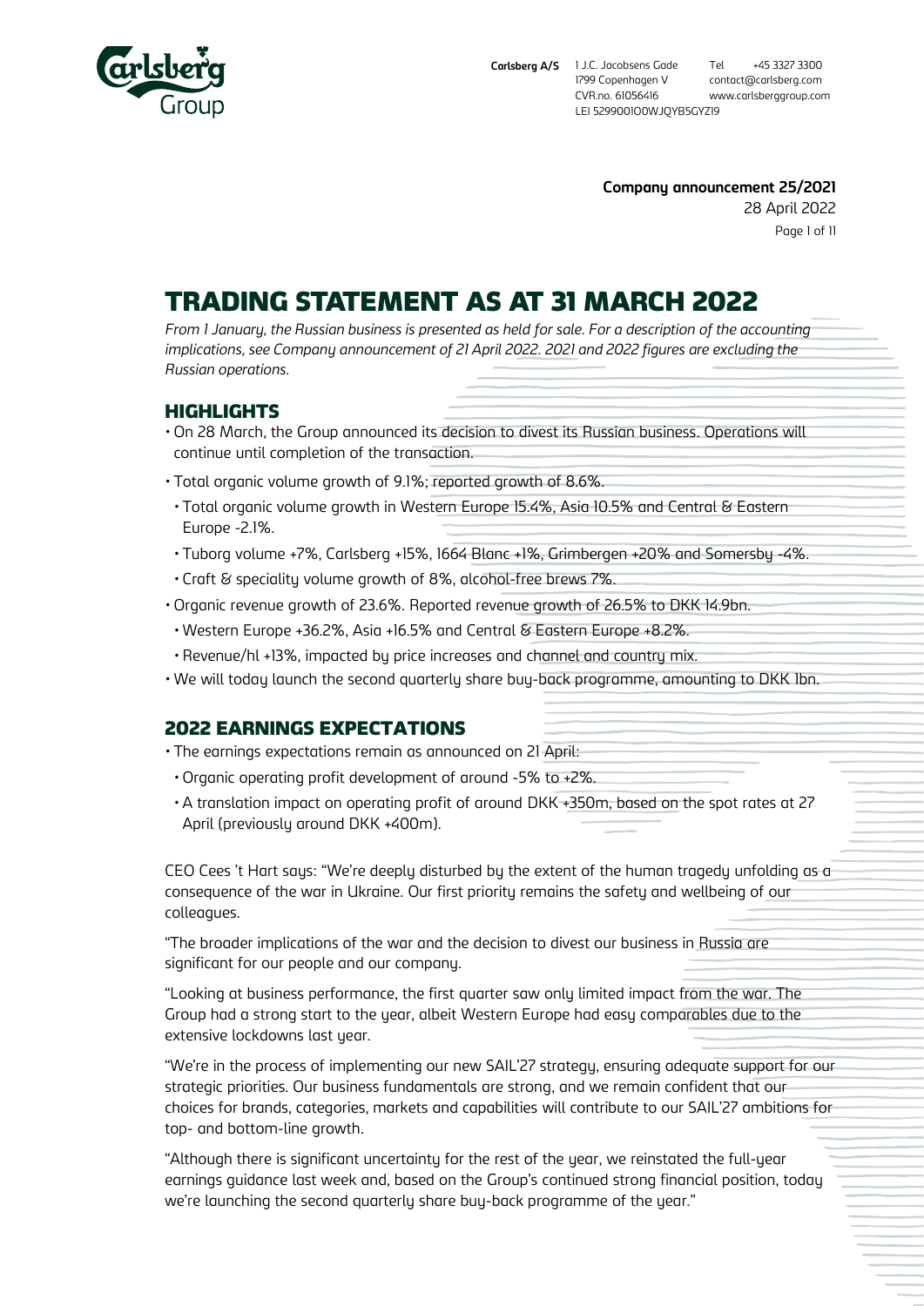Carlsberg A/S 1 J.C. Jacobsens Gade 1799 Copenhagen V CVR.no. 61056416 LEI 5299001O0WJQYB5GYZ19 Tel +45 3327 3300 contact@carlsberg.com www.carlsberggroup.com

**Company announcement 25/2021**
28 April 2022

# TRADING STATEMENT AS AT 31 MARCH 2022

*From 1 January, the Russian business is presented as held for sale. For a description of the accounting implications, see Company announcement of 21 April 2022. 2021 and 2022 figures are excluding the Russian operations.*

## HIGHLIGHTS

- On 28 March, the Group announced its decision to divest its Russian business. Operations will continue until completion of the transaction.
- Total organic volume growth of 9.1%; reported growth of 8.6%.
  - Total organic volume growth in Western Europe 15.4%, Asia 10.5% and Central & Eastern Europe -2.1%.
  - Tuborg volume +7%, Carlsberg +15%, 1664 Blanc +1%, Grimbergen +20% and Somersby -4%.
  - Craft & speciality volume growth of 8%, alcohol-free brews 7%.
- Organic revenue growth of 23.6%. Reported revenue growth of 26.5% to DKK 14.9bn.
  - Western Europe +36.2%, Asia +16.5% and Central & Eastern Europe +8.2%.
  - Revenue/hl +13%, impacted by price increases and channel and country mix.
- We will today launch the second quarterly share buy-back programme, amounting to DKK 1bn.

## 2022 EARNINGS EXPECTATIONS

- The earnings expectations remain as announced on 21 April:
  - Organic operating profit development of around -5% to +2%.
  - A translation impact on operating profit of around DKK +350m, based on the spot rates at 27 April (previously around DKK +400m).

CEO Cees 't Hart says: "We're deeply disturbed by the extent of the human tragedy unfolding as a consequence of the war in Ukraine. Our first priority remains the safety and wellbeing of our colleagues.

"The broader implications of the war and the decision to divest our business in Russia are significant for our people and our company.

"Looking at business performance, the first quarter saw only limited impact from the war. The Group had a strong start to the year, albeit Western Europe had easy comparables due to the extensive lockdowns last year.

"We're in the process of implementing our new SAIL'27 strategy, ensuring adequate support for our strategic priorities. Our business fundamentals are strong, and we remain confident that our choices for brands, categories, markets and capabilities will contribute to our SAIL'27 ambitions for top- and bottom-line growth.

"Although there is significant uncertainty for the rest of the year, we reinstated the full-year earnings guidance last week and, based on the Group's continued strong financial position, today we're launching the second quarterly share buy-back programme of the year."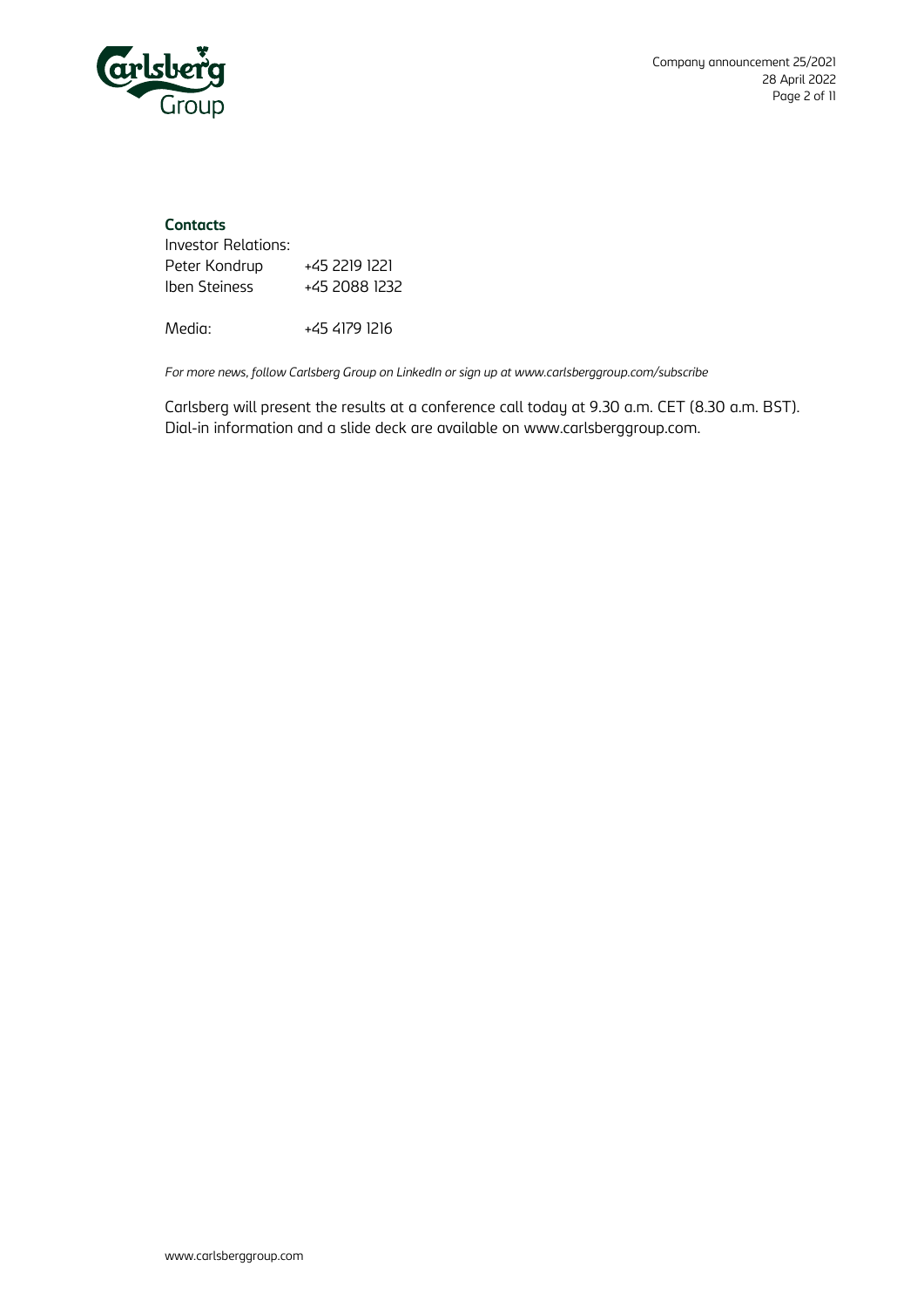**Contacts**

Investor Relations:

| | |
|---|---|
| Peter Kondrup | +45 2219 1221 |
| Iben Steiness | +45 2088 1232 |
| | |
| Media: | +45 4179 1216 |

*For more news, follow Carlsberg Group on LinkedIn or sign up at www.carlsberggroup.com/subscribe*

Carlsberg will present the results at a conference call today at 9.30 a.m. CET (8.30 a.m. BST). Dial-in information and a slide deck are available on www.carlsberggroup.com.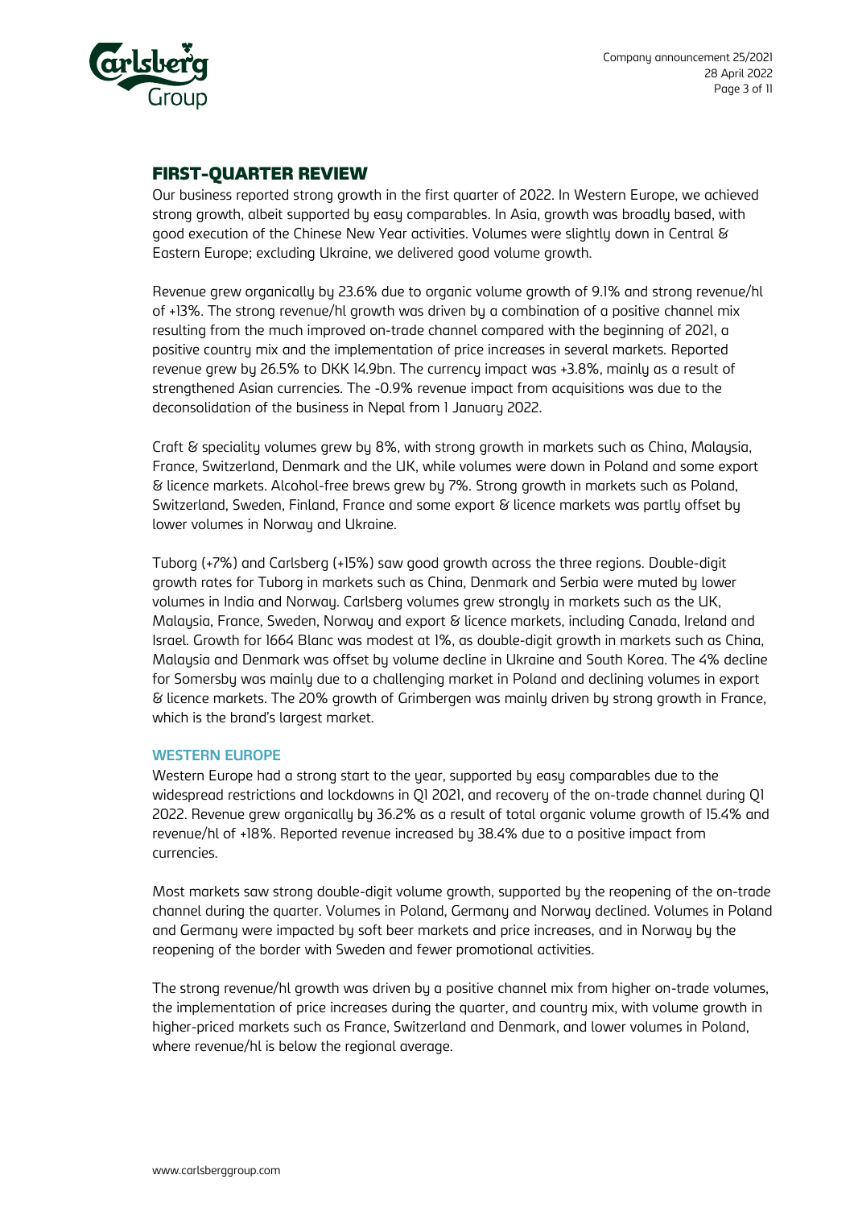## FIRST-QUARTER REVIEW

Our business reported strong growth in the first quarter of 2022. In Western Europe, we achieved strong growth, albeit supported by easy comparables. In Asia, growth was broadly based, with good execution of the Chinese New Year activities. Volumes were slightly down in Central & Eastern Europe; excluding Ukraine, we delivered good volume growth.

Revenue grew organically by 23.6% due to organic volume growth of 9.1% and strong revenue/hl of +13%. The strong revenue/hl growth was driven by a combination of a positive channel mix resulting from the much improved on-trade channel compared with the beginning of 2021, a positive country mix and the implementation of price increases in several markets. Reported revenue grew by 26.5% to DKK 14.9bn. The currency impact was +3.8%, mainly as a result of strengthened Asian currencies. The -0.9% revenue impact from acquisitions was due to the deconsolidation of the business in Nepal from 1 January 2022.

Craft & speciality volumes grew by 8%, with strong growth in markets such as China, Malaysia, France, Switzerland, Denmark and the UK, while volumes were down in Poland and some export & licence markets. Alcohol-free brews grew by 7%. Strong growth in markets such as Poland, Switzerland, Sweden, Finland, France and some export & licence markets was partly offset by lower volumes in Norway and Ukraine.

Tuborg (+7%) and Carlsberg (+15%) saw good growth across the three regions. Double-digit growth rates for Tuborg in markets such as China, Denmark and Serbia were muted by lower volumes in India and Norway. Carlsberg volumes grew strongly in markets such as the UK, Malaysia, France, Sweden, Norway and export & licence markets, including Canada, Ireland and Israel. Growth for 1664 Blanc was modest at 1%, as double-digit growth in markets such as China, Malaysia and Denmark was offset by volume decline in Ukraine and South Korea. The 4% decline for Somersby was mainly due to a challenging market in Poland and declining volumes in export & licence markets. The 20% growth of Grimbergen was mainly driven by strong growth in France, which is the brand's largest market.

### WESTERN EUROPE

Western Europe had a strong start to the year, supported by easy comparables due to the widespread restrictions and lockdowns in Q1 2021, and recovery of the on-trade channel during Q1 2022. Revenue grew organically by 36.2% as a result of total organic volume growth of 15.4% and revenue/hl of +18%. Reported revenue increased by 38.4% due to a positive impact from currencies.

Most markets saw strong double-digit volume growth, supported by the reopening of the on-trade channel during the quarter. Volumes in Poland, Germany and Norway declined. Volumes in Poland and Germany were impacted by soft beer markets and price increases, and in Norway by the reopening of the border with Sweden and fewer promotional activities.

The strong revenue/hl growth was driven by a positive channel mix from higher on-trade volumes, the implementation of price increases during the quarter, and country mix, with volume growth in higher-priced markets such as France, Switzerland and Denmark, and lower volumes in Poland, where revenue/hl is below the regional average.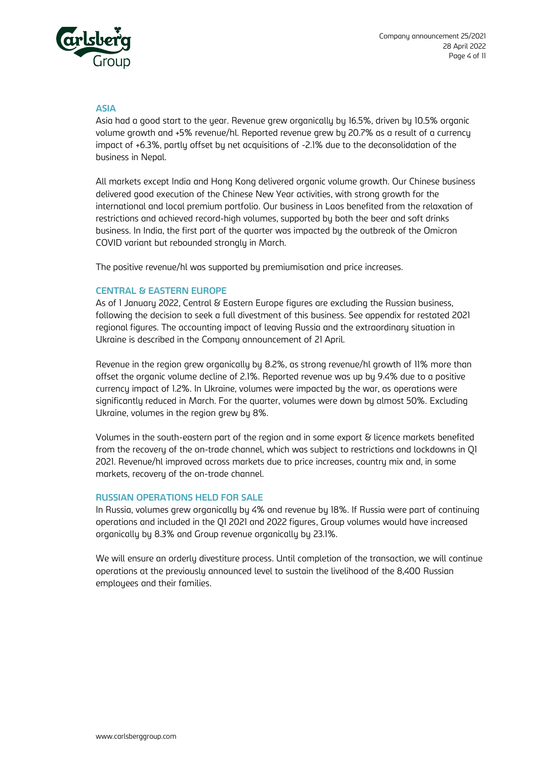## ASIA

Asia had a good start to the year. Revenue grew organically by 16.5%, driven by 10.5% organic volume growth and +5% revenue/hl. Reported revenue grew by 20.7% as a result of a currency impact of +6.3%, partly offset by net acquisitions of -2.1% due to the deconsolidation of the business in Nepal.

All markets except India and Hong Kong delivered organic volume growth. Our Chinese business delivered good execution of the Chinese New Year activities, with strong growth for the international and local premium portfolio. Our business in Laos benefited from the relaxation of restrictions and achieved record-high volumes, supported by both the beer and soft drinks business. In India, the first part of the quarter was impacted by the outbreak of the Omicron COVID variant but rebounded strongly in March.

The positive revenue/hl was supported by premiumisation and price increases.

## CENTRAL & EASTERN EUROPE

As of 1 January 2022, Central & Eastern Europe figures are excluding the Russian business, following the decision to seek a full divestment of this business. See appendix for restated 2021 regional figures. The accounting impact of leaving Russia and the extraordinary situation in Ukraine is described in the Company announcement of 21 April.

Revenue in the region grew organically by 8.2%, as strong revenue/hl growth of 11% more than offset the organic volume decline of 2.1%. Reported revenue was up by 9.4% due to a positive currency impact of 1.2%. In Ukraine, volumes were impacted by the war, as operations were significantly reduced in March. For the quarter, volumes were down by almost 50%. Excluding Ukraine, volumes in the region grew by 8%.

Volumes in the south-eastern part of the region and in some export & licence markets benefited from the recovery of the on-trade channel, which was subject to restrictions and lockdowns in Q1 2021. Revenue/hl improved across markets due to price increases, country mix and, in some markets, recovery of the on-trade channel.

## RUSSIAN OPERATIONS HELD FOR SALE

In Russia, volumes grew organically by 4% and revenue by 18%. If Russia were part of continuing operations and included in the Q1 2021 and 2022 figures, Group volumes would have increased organically by 8.3% and Group revenue organically by 23.1%.

We will ensure an orderly divestiture process. Until completion of the transaction, we will continue operations at the previously announced level to sustain the livelihood of the 8,400 Russian employees and their families.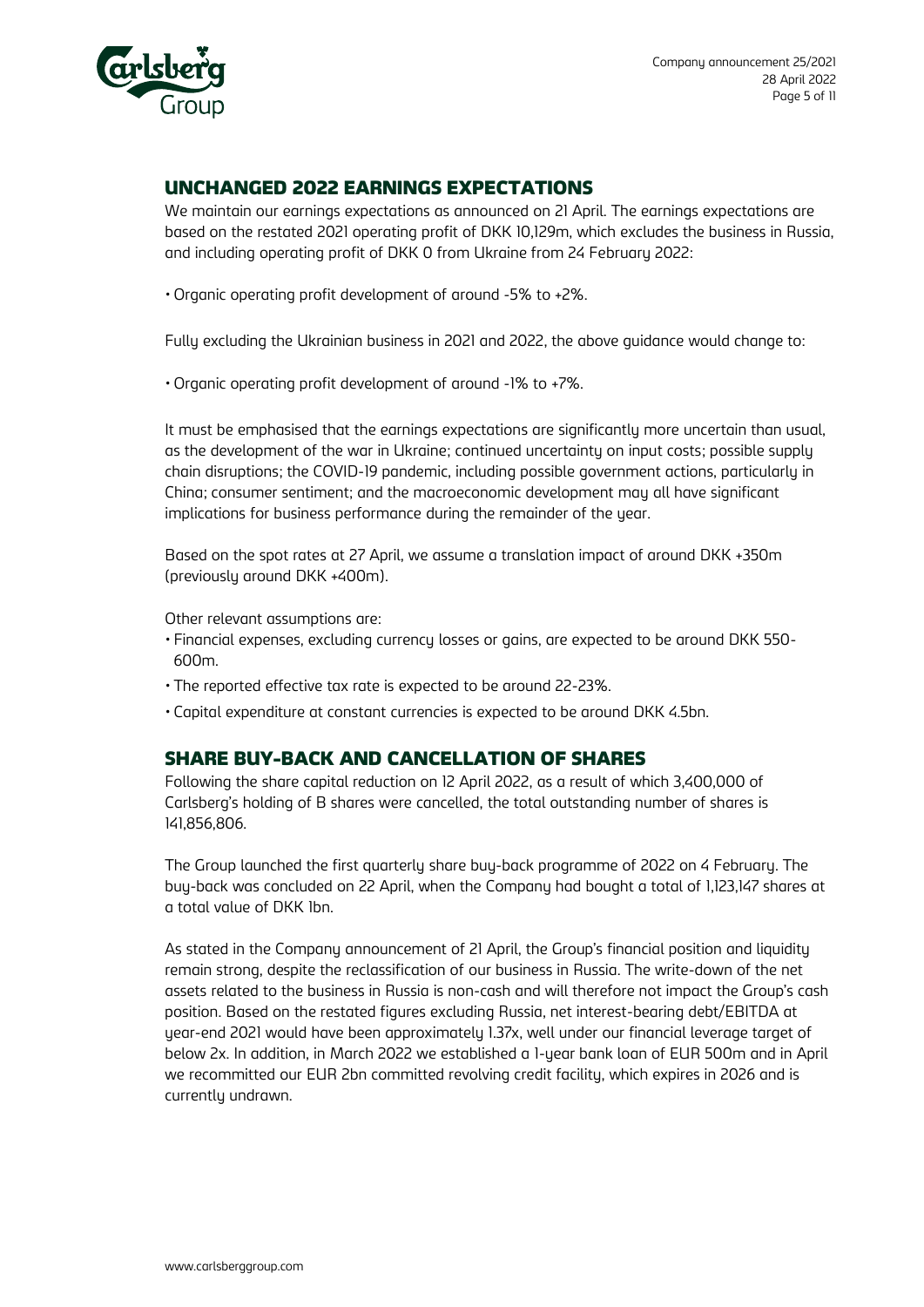## UNCHANGED 2022 EARNINGS EXPECTATIONS

We maintain our earnings expectations as announced on 21 April. The earnings expectations are based on the restated 2021 operating profit of DKK 10,129m, which excludes the business in Russia, and including operating profit of DKK 0 from Ukraine from 24 February 2022:

- Organic operating profit development of around -5% to +2%.

Fully excluding the Ukrainian business in 2021 and 2022, the above guidance would change to:

- Organic operating profit development of around -1% to +7%.

It must be emphasised that the earnings expectations are significantly more uncertain than usual, as the development of the war in Ukraine; continued uncertainty on input costs; possible supply chain disruptions; the COVID-19 pandemic, including possible government actions, particularly in China; consumer sentiment; and the macroeconomic development may all have significant implications for business performance during the remainder of the year.

Based on the spot rates at 27 April, we assume a translation impact of around DKK +350m (previously around DKK +400m).

Other relevant assumptions are:

- Financial expenses, excluding currency losses or gains, are expected to be around DKK 550-600m.
- The reported effective tax rate is expected to be around 22-23%.
- Capital expenditure at constant currencies is expected to be around DKK 4.5bn.

## SHARE BUY-BACK AND CANCELLATION OF SHARES

Following the share capital reduction on 12 April 2022, as a result of which 3,400,000 of Carlsberg's holding of B shares were cancelled, the total outstanding number of shares is 141,856,806.

The Group launched the first quarterly share buy-back programme of 2022 on 4 February. The buy-back was concluded on 22 April, when the Company had bought a total of 1,123,147 shares at a total value of DKK 1bn.

As stated in the Company announcement of 21 April, the Group's financial position and liquidity remain strong, despite the reclassification of our business in Russia. The write-down of the net assets related to the business in Russia is non-cash and will therefore not impact the Group's cash position. Based on the restated figures excluding Russia, net interest-bearing debt/EBITDA at year-end 2021 would have been approximately 1.37x, well under our financial leverage target of below 2x. In addition, in March 2022 we established a 1-year bank loan of EUR 500m and in April we recommitted our EUR 2bn committed revolving credit facility, which expires in 2026 and is currently undrawn.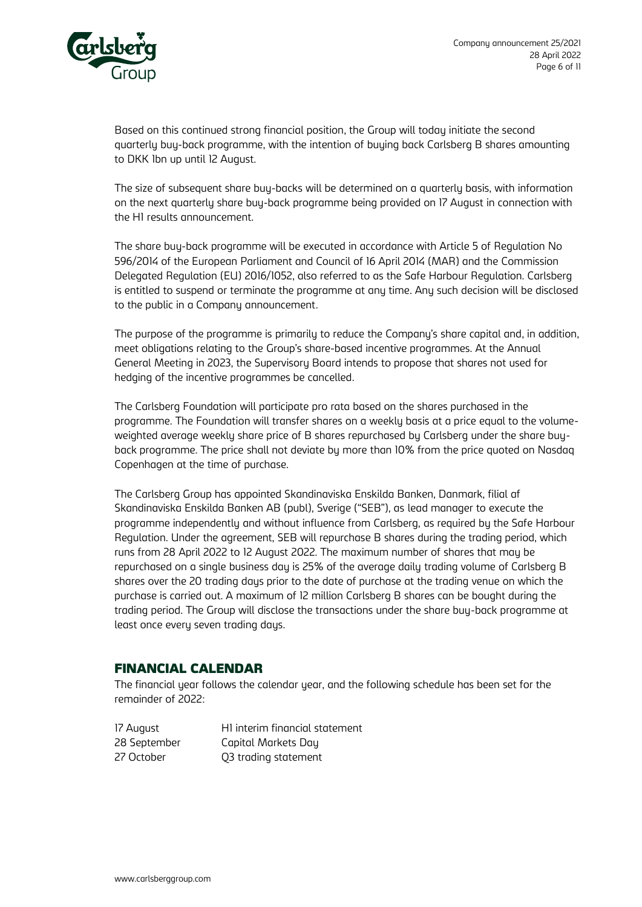Based on this continued strong financial position, the Group will today initiate the second quarterly buy-back programme, with the intention of buying back Carlsberg B shares amounting to DKK 1bn up until 12 August.

The size of subsequent share buy-backs will be determined on a quarterly basis, with information on the next quarterly share buy-back programme being provided on 17 August in connection with the H1 results announcement.

The share buy-back programme will be executed in accordance with Article 5 of Regulation No 596/2014 of the European Parliament and Council of 16 April 2014 (MAR) and the Commission Delegated Regulation (EU) 2016/1052, also referred to as the Safe Harbour Regulation. Carlsberg is entitled to suspend or terminate the programme at any time. Any such decision will be disclosed to the public in a Company announcement.

The purpose of the programme is primarily to reduce the Company's share capital and, in addition, meet obligations relating to the Group's share-based incentive programmes. At the Annual General Meeting in 2023, the Supervisory Board intends to propose that shares not used for hedging of the incentive programmes be cancelled.

The Carlsberg Foundation will participate pro rata based on the shares purchased in the programme. The Foundation will transfer shares on a weekly basis at a price equal to the volume-weighted average weekly share price of B shares repurchased by Carlsberg under the share buy-back programme. The price shall not deviate by more than 10% from the price quoted on Nasdaq Copenhagen at the time of purchase.

The Carlsberg Group has appointed Skandinaviska Enskilda Banken, Danmark, filial af Skandinaviska Enskilda Banken AB (publ), Sverige ("SEB"), as lead manager to execute the programme independently and without influence from Carlsberg, as required by the Safe Harbour Regulation. Under the agreement, SEB will repurchase B shares during the trading period, which runs from 28 April 2022 to 12 August 2022. The maximum number of shares that may be repurchased on a single business day is 25% of the average daily trading volume of Carlsberg B shares over the 20 trading days prior to the date of purchase at the trading venue on which the purchase is carried out. A maximum of 12 million Carlsberg B shares can be bought during the trading period. The Group will disclose the transactions under the share buy-back programme at least once every seven trading days.

## FINANCIAL CALENDAR

The financial year follows the calendar year, and the following schedule has been set for the remainder of 2022:

| | |
|---|---|
| 17 August | H1 interim financial statement |
| 28 September | Capital Markets Day |
| 27 October | Q3 trading statement |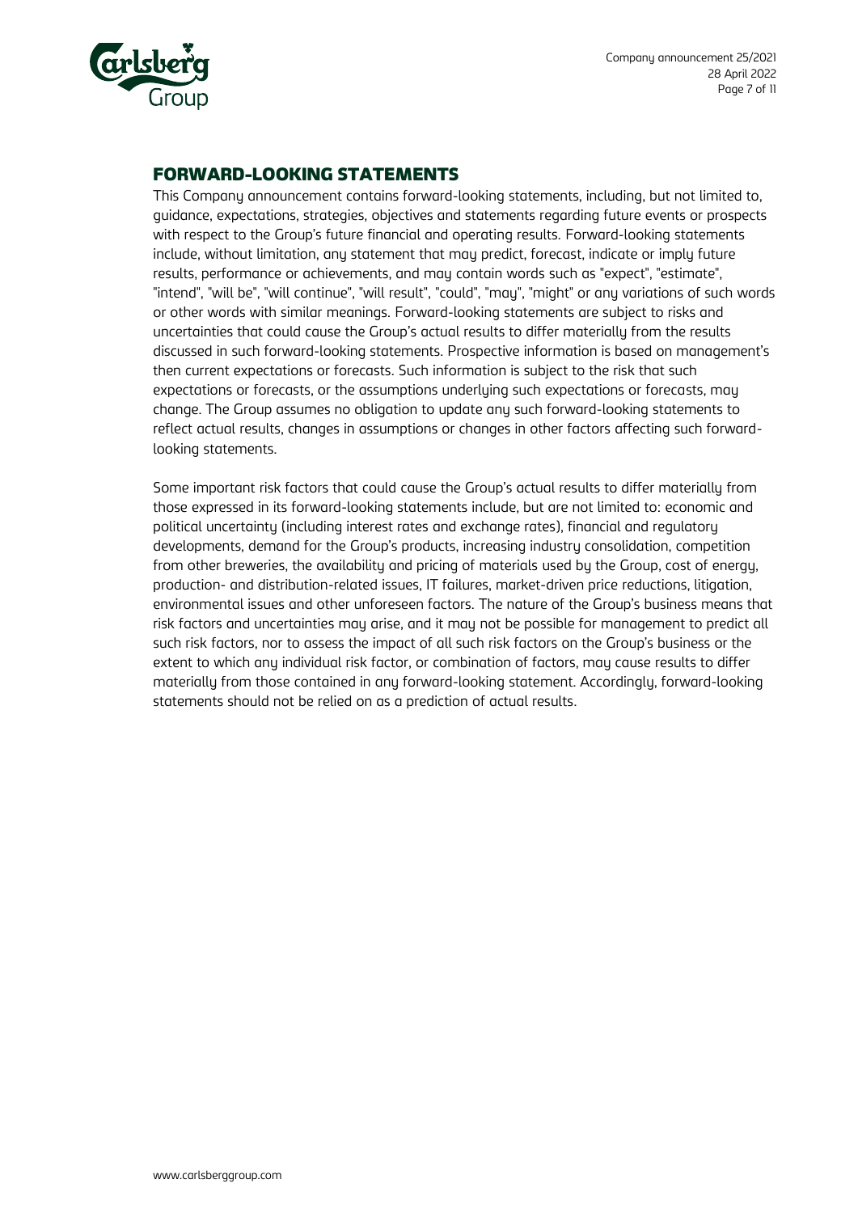## FORWARD-LOOKING STATEMENTS

This Company announcement contains forward-looking statements, including, but not limited to, guidance, expectations, strategies, objectives and statements regarding future events or prospects with respect to the Group's future financial and operating results. Forward-looking statements include, without limitation, any statement that may predict, forecast, indicate or imply future results, performance or achievements, and may contain words such as "expect", "estimate", "intend", "will be", "will continue", "will result", "could", "may", "might" or any variations of such words or other words with similar meanings. Forward-looking statements are subject to risks and uncertainties that could cause the Group's actual results to differ materially from the results discussed in such forward-looking statements. Prospective information is based on management's then current expectations or forecasts. Such information is subject to the risk that such expectations or forecasts, or the assumptions underlying such expectations or forecasts, may change. The Group assumes no obligation to update any such forward-looking statements to reflect actual results, changes in assumptions or changes in other factors affecting such forward-looking statements.

Some important risk factors that could cause the Group's actual results to differ materially from those expressed in its forward-looking statements include, but are not limited to: economic and political uncertainty (including interest rates and exchange rates), financial and regulatory developments, demand for the Group's products, increasing industry consolidation, competition from other breweries, the availability and pricing of materials used by the Group, cost of energy, production- and distribution-related issues, IT failures, market-driven price reductions, litigation, environmental issues and other unforeseen factors. The nature of the Group's business means that risk factors and uncertainties may arise, and it may not be possible for management to predict all such risk factors, nor to assess the impact of all such risk factors on the Group's business or the extent to which any individual risk factor, or combination of factors, may cause results to differ materially from those contained in any forward-looking statement. Accordingly, forward-looking statements should not be relied on as a prediction of actual results.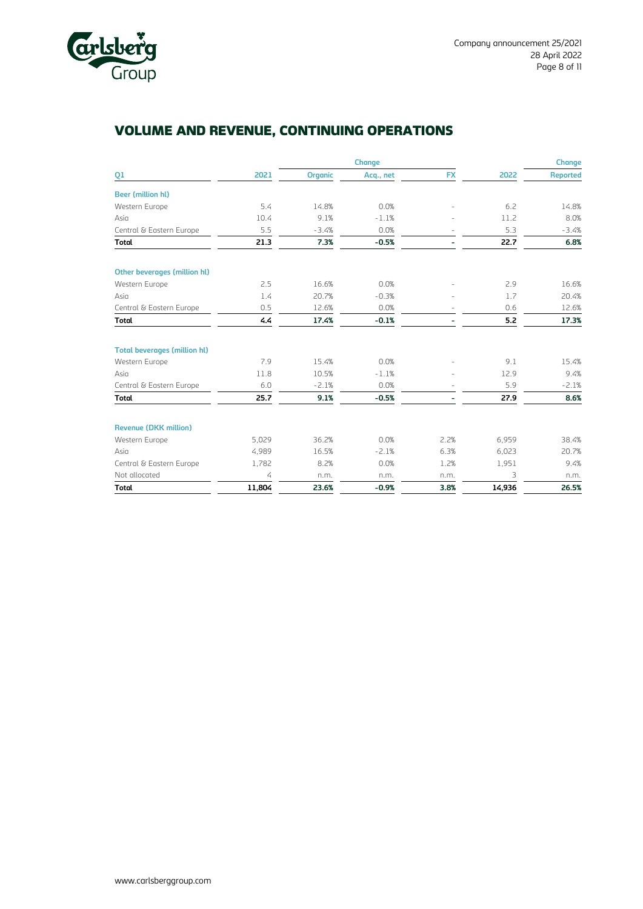## VOLUME AND REVENUE, CONTINUING OPERATIONS

| Q1 | 2021 | Change | | | 2022 | Change |
|---|---|---|---|---|---|---|
| | | Organic | Acq., net | FX | | Reported |
| **Beer (million hl)** | | | | | | |
| Western Europe | 5.4 | 14.8% | 0.0% | - | 6.2 | 14.8% |
| Asia | 10.4 | 9.1% | -1.1% | - | 11.2 | 8.0% |
| Central & Eastern Europe | 5.5 | -3.4% | 0.0% | - | 5.3 | -3.4% |
| **Total** | **21.3** | **7.3%** | **-0.5%** | **-** | **22.7** | **6.8%** |
| **Other beverages (million hl)** | | | | | | |
| Western Europe | 2.5 | 16.6% | 0.0% | - | 2.9 | 16.6% |
| Asia | 1.4 | 20.7% | -0.3% | - | 1.7 | 20.4% |
| Central & Eastern Europe | 0.5 | 12.6% | 0.0% | - | 0.6 | 12.6% |
| **Total** | **4.4** | **17.4%** | **-0.1%** | **-** | **5.2** | **17.3%** |
| **Total beverages (million hl)** | | | | | | |
| Western Europe | 7.9 | 15.4% | 0.0% | - | 9.1 | 15.4% |
| Asia | 11.8 | 10.5% | -1.1% | - | 12.9 | 9.4% |
| Central & Eastern Europe | 6.0 | -2.1% | 0.0% | - | 5.9 | -2.1% |
| **Total** | **25.7** | **9.1%** | **-0.5%** | **-** | **27.9** | **8.6%** |
| **Revenue (DKK million)** | | | | | | |
| Western Europe | 5,029 | 36.2% | 0.0% | 2.2% | 6,959 | 38.4% |
| Asia | 4,989 | 16.5% | -2.1% | 6.3% | 6,023 | 20.7% |
| Central & Eastern Europe | 1,782 | 8.2% | 0.0% | 1.2% | 1,951 | 9.4% |
| Not allocated | 4 | n.m. | n.m. | n.m. | 3 | n.m. |
| **Total** | **11,804** | **23.6%** | **-0.9%** | **3.8%** | **14,936** | **26.5%** |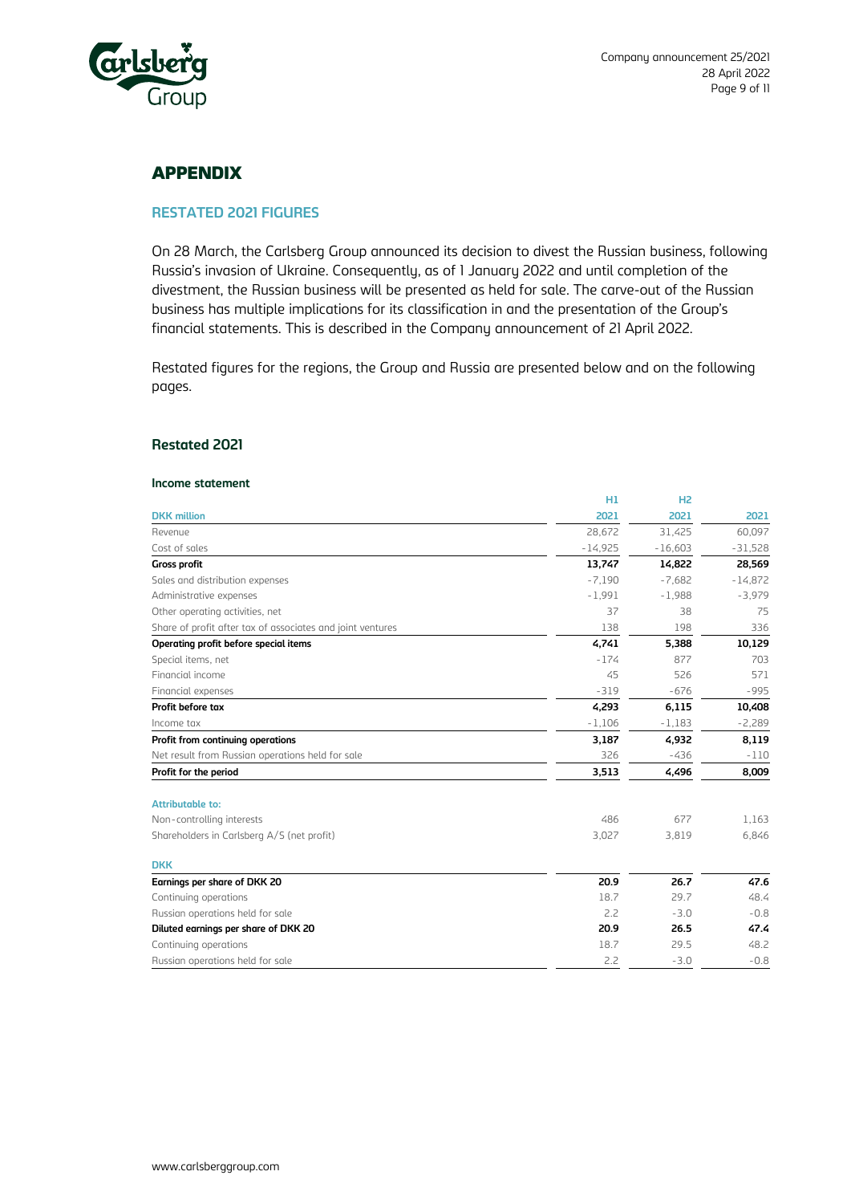# APPENDIX

## RESTATED 2021 FIGURES

On 28 March, the Carlsberg Group announced its decision to divest the Russian business, following Russia's invasion of Ukraine. Consequently, as of 1 January 2022 and until completion of the divestment, the Russian business will be presented as held for sale. The carve-out of the Russian business has multiple implications for its classification in and the presentation of the Group's financial statements. This is described in the Company announcement of 21 April 2022.

Restated figures for the regions, the Group and Russia are presented below and on the following pages.

### Restated 2021

#### Income statement

| DKK million | H1 2021 | H2 2021 | 2021 |
|---|---|---|---|
| Revenue | 28,672 | 31,425 | 60,097 |
| Cost of sales | -14,925 | -16,603 | -31,528 |
| **Gross profit** | **13,747** | **14,822** | **28,569** |
| Sales and distribution expenses | -7,190 | -7,682 | -14,872 |
| Administrative expenses | -1,991 | -1,988 | -3,979 |
| Other operating activities, net | 37 | 38 | 75 |
| Share of profit after tax of associates and joint ventures | 138 | 198 | 336 |
| **Operating profit before special items** | **4,741** | **5,388** | **10,129** |
| Special items, net | -174 | 877 | 703 |
| Financial income | 45 | 526 | 571 |
| Financial expenses | -319 | -676 | -995 |
| **Profit before tax** | **4,293** | **6,115** | **10,408** |
| Income tax | -1,106 | -1,183 | -2,289 |
| **Profit from continuing operations** | **3,187** | **4,932** | **8,119** |
| Net result from Russian operations held for sale | 326 | -436 | -110 |
| **Profit for the period** | **3,513** | **4,496** | **8,009** |
| | | | |
| **Attributable to:** | | | |
| Non-controlling interests | 486 | 677 | 1,163 |
| Shareholders in Carlsberg A/S (net profit) | 3,027 | 3,819 | 6,846 |
| | | | |
| **DKK** | | | |
| **Earnings per share of DKK 20** | **20.9** | **26.7** | **47.6** |
| Continuing operations | 18.7 | 29.7 | 48.4 |
| Russian operations held for sale | 2.2 | -3.0 | -0.8 |
| **Diluted earnings per share of DKK 20** | **20.9** | **26.5** | **47.4** |
| Continuing operations | 18.7 | 29.5 | 48.2 |
| Russian operations held for sale | 2.2 | -3.0 | -0.8 |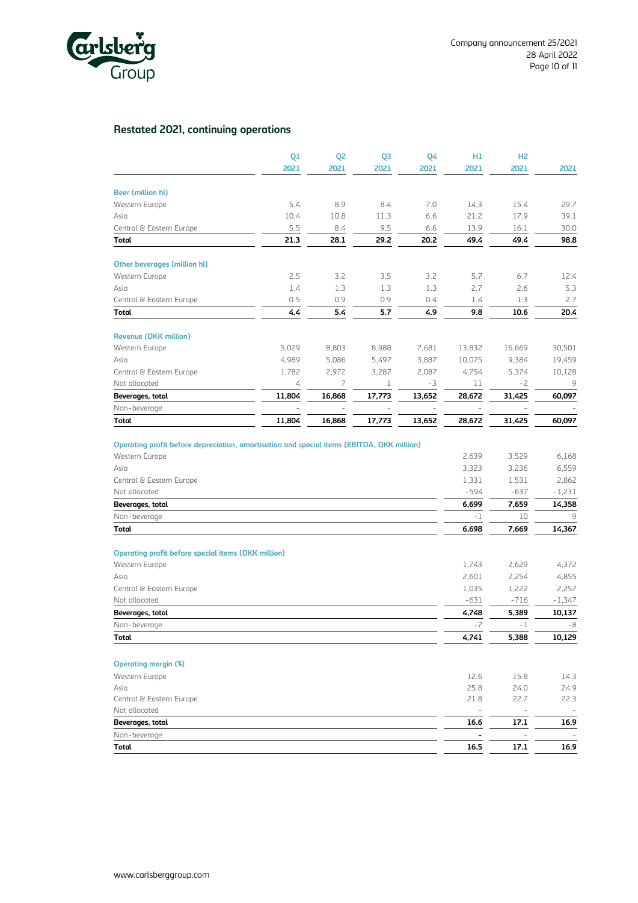## Restated 2021, continuing operations

| | Q1 2021 | Q2 2021 | Q3 2021 | Q4 2021 | H1 2021 | H2 2021 | 2021 |
|---|---|---|---|---|---|---|---|
| **Beer (million hl)** | | | | | | | |
| Western Europe | 5.4 | 8.9 | 8.4 | 7.0 | 14.3 | 15.4 | 29.7 |
| Asia | 10.4 | 10.8 | 11.3 | 6.6 | 21.2 | 17.9 | 39.1 |
| Central & Eastern Europe | 5.5 | 8.4 | 9.5 | 6.6 | 13.9 | 16.1 | 30.0 |
| **Total** | **21.3** | **28.1** | **29.2** | **20.2** | **49.4** | **49.4** | **98.8** |
| **Other beverages (million hl)** | | | | | | | |
| Western Europe | 2.5 | 3.2 | 3.5 | 3.2 | 5.7 | 6.7 | 12.4 |
| Asia | 1.4 | 1.3 | 1.3 | 1.3 | 2.7 | 2.6 | 5.3 |
| Central & Eastern Europe | 0.5 | 0.9 | 0.9 | 0.4 | 1.4 | 1.3 | 2.7 |
| **Total** | **4.4** | **5.4** | **5.7** | **4.9** | **9.8** | **10.6** | **20.4** |
| **Revenue (DKK million)** | | | | | | | |
| Western Europe | 5,029 | 8,803 | 8,988 | 7,681 | 13,832 | 16,669 | 30,501 |
| Asia | 4,989 | 5,086 | 5,497 | 3,887 | 10,075 | 9,384 | 19,459 |
| Central & Eastern Europe | 1,782 | 2,972 | 3,287 | 2,087 | 4,754 | 5,374 | 10,128 |
| Not allocated | 4 | 7 | 1 | -3 | 11 | -2 | 9 |
| **Beverages, total** | **11,804** | **16,868** | **17,773** | **13,652** | **28,672** | **31,425** | **60,097** |
| Non-beverage | - | - | - | - | - | - | - |
| **Total** | **11,804** | **16,868** | **17,773** | **13,652** | **28,672** | **31,425** | **60,097** |
| **Operating profit before depreciation, amortisation and special items (EBITDA, DKK million)** | | | | | | | |
| Western Europe | | | | | 2,639 | 3,529 | 6,168 |
| Asia | | | | | 3,323 | 3,236 | 6,559 |
| Central & Eastern Europe | | | | | 1,331 | 1,531 | 2,862 |
| Not allocated | | | | | -594 | -637 | -1,231 |
| **Beverages, total** | | | | | **6,699** | **7,659** | **14,358** |
| Non-beverage | | | | | -1 | 10 | 9 |
| **Total** | | | | | **6,698** | **7,669** | **14,367** |
| **Operating profit before special items (DKK million)** | | | | | | | |
| Western Europe | | | | | 1,743 | 2,629 | 4,372 |
| Asia | | | | | 2,601 | 2,254 | 4,855 |
| Central & Eastern Europe | | | | | 1,035 | 1,222 | 2,257 |
| Not allocated | | | | | -631 | -716 | -1,347 |
| **Beverages, total** | | | | | **4,748** | **5,389** | **10,137** |
| Non-beverage | | | | | -7 | -1 | -8 |
| **Total** | | | | | **4,741** | **5,388** | **10,129** |
| **Operating margin (%)** | | | | | | | |
| Western Europe | | | | | 12.6 | 15.8 | 14.3 |
| Asia | | | | | 25.8 | 24.0 | 24.9 |
| Central & Eastern Europe | | | | | 21.8 | 22.7 | 22.3 |
| Not allocated | | | | | - | - | - |
| **Beverages, total** | | | | | **16.6** | **17.1** | **16.9** |
| Non-beverage | | | | | - | - | - |
| **Total** | | | | | **16.5** | **17.1** | **16.9** |

www.carlsberggroup.com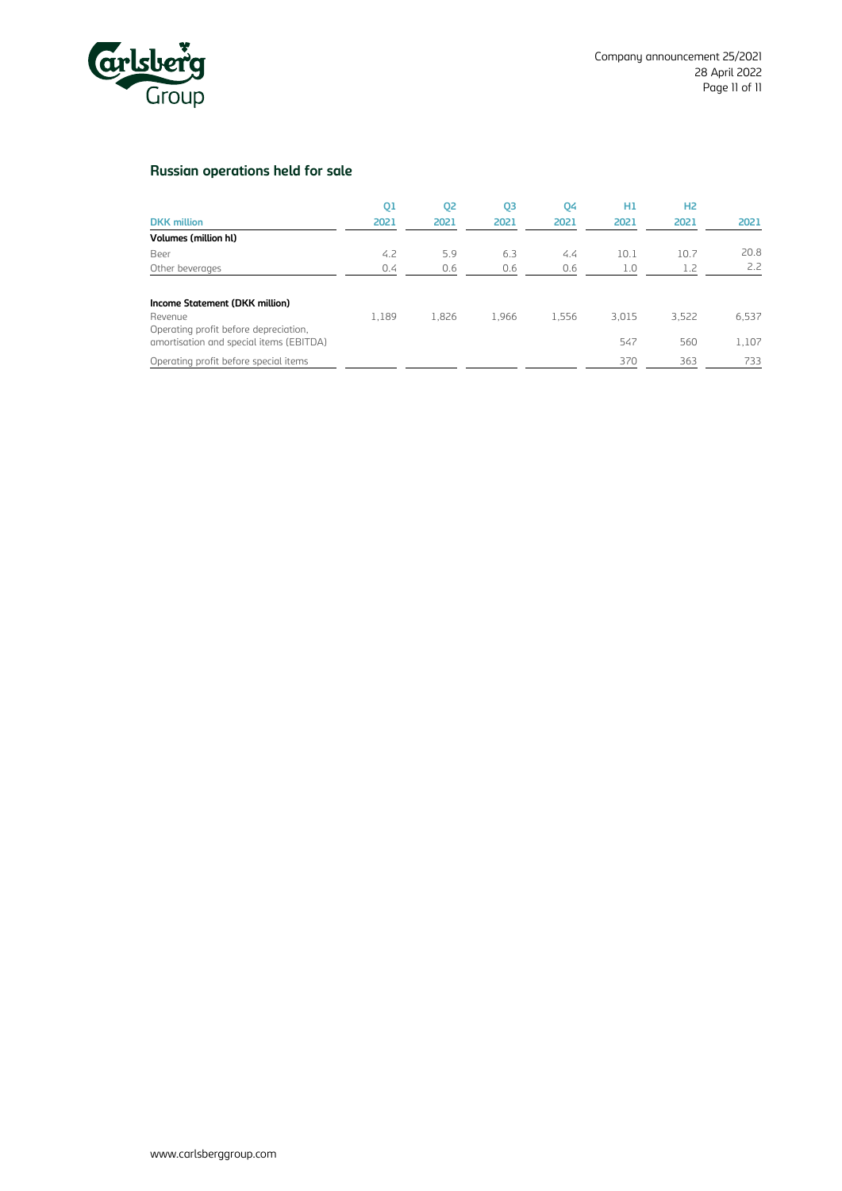## Russian operations held for sale

| DKK million | Q1 2021 | Q2 2021 | Q3 2021 | Q4 2021 | H1 2021 | H2 2021 | 2021 |
|---|---|---|---|---|---|---|---|
| **Volumes (million hl)** | | | | | | | |
| Beer | 4.2 | 5.9 | 6.3 | 4.4 | 10.1 | 10.7 | 20.8 |
| Other beverages | 0.4 | 0.6 | 0.6 | 0.6 | 1.0 | 1.2 | 2.2 |
| | | | | | | | |
| **Income Statement (DKK million)** | | | | | | | |
| Revenue | 1,189 | 1,826 | 1,966 | 1,556 | 3,015 | 3,522 | 6,537 |
| Operating profit before depreciation, amortisation and special items (EBITDA) | | | | | 547 | 560 | 1,107 |
| Operating profit before special items | | | | | 370 | 363 | 733 |

www.carlsberggroup.com